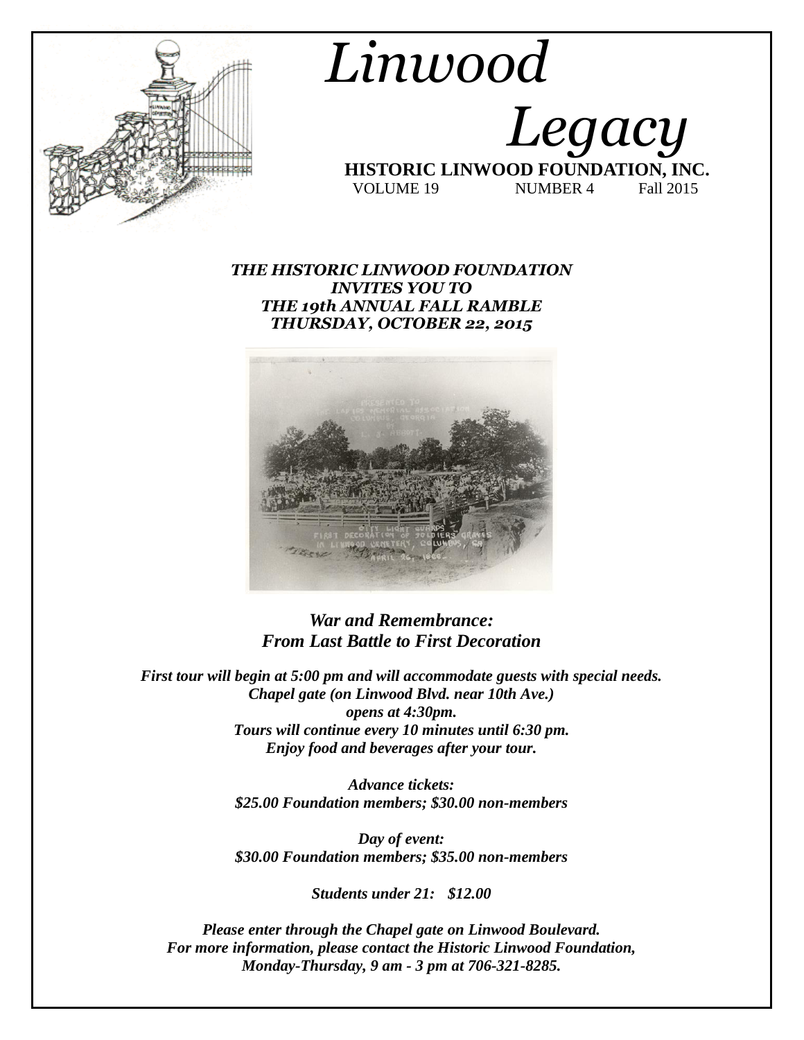# Linwood Legacy

**HISTORIC LINWOOD FOUNDATION, INC.**

VOLUME 19 NUMBER 4 Fall 2015

***THE HISTORIC LINWOOD FOUNDATION INVITES YOU TO THE 19th ANNUAL FALL RAMBLE THURSDAY, OCTOBER 22, 2015***

## *War and Remembrance: From Last Battle to First Decoration*

***First tour will begin at 5:00 pm and will accommodate guests with special needs.***
***Chapel gate (on Linwood Blvd. near 10th Ave.) opens at 4:30pm.***
***Tours will continue every 10 minutes until 6:30 pm.***
***Enjoy food and beverages after your tour.***

***Advance tickets:***
***$25.00 Foundation members; $30.00 non-members***

***Day of event:***
***$30.00 Foundation members; $35.00 non-members***

***Students under 21: $12.00***

***Please enter through the Chapel gate on Linwood Boulevard.***
***For more information, please contact the Historic Linwood Foundation, Monday-Thursday, 9 am - 3 pm at 706-321-8285.***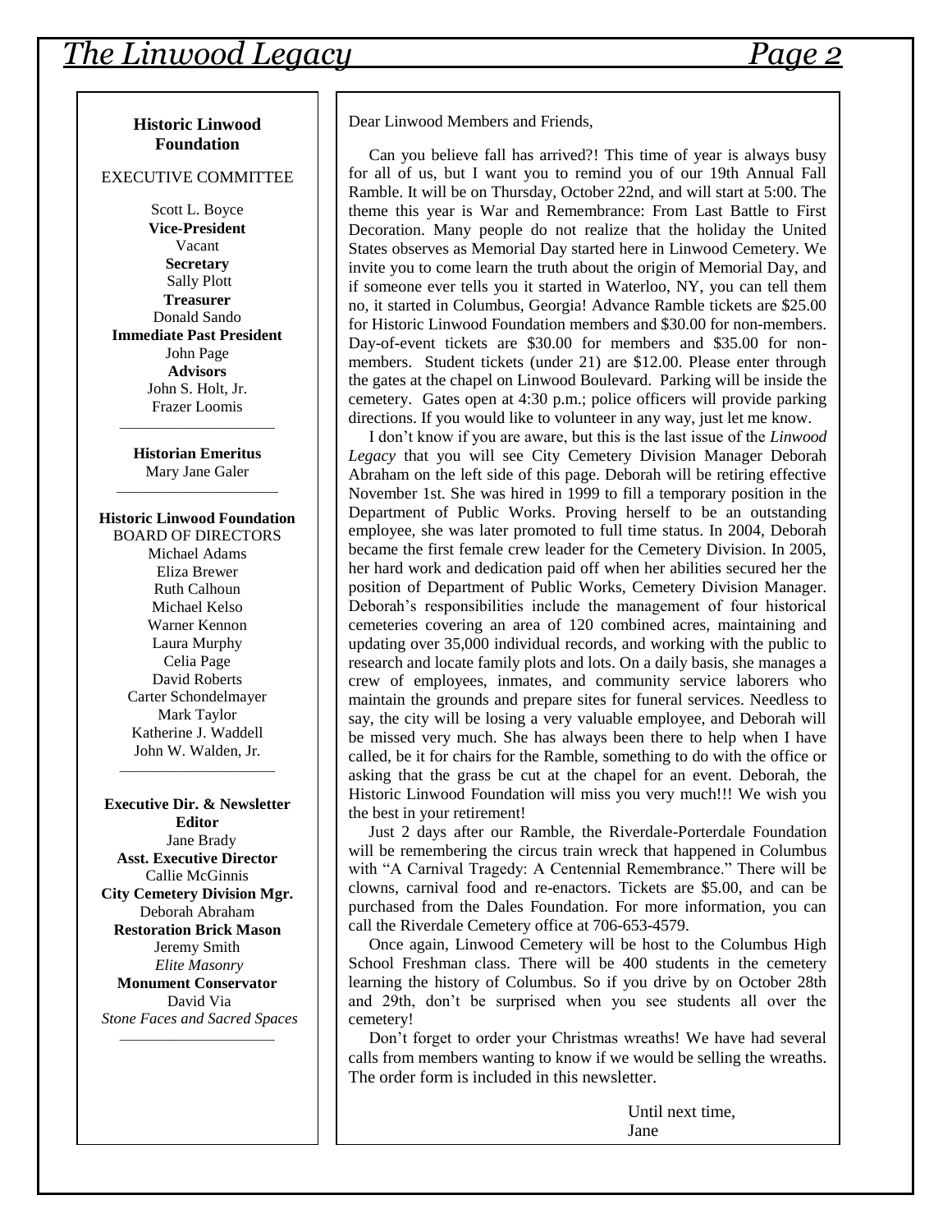**Historic Linwood Foundation**

EXECUTIVE COMMITTEE

Scott L. Boyce
**Vice-President**
Vacant
**Secretary**
Sally Plott
**Treasurer**
Donald Sando
**Immediate Past President**
John Page
**Advisors**
John S. Holt, Jr.
Frazer Loomis

**Historian Emeritus**
Mary Jane Galer

**Historic Linwood Foundation**
BOARD OF DIRECTORS
Michael Adams
Eliza Brewer
Ruth Calhoun
Michael Kelso
Warner Kennon
Laura Murphy
Celia Page
David Roberts
Carter Schondelmayer
Mark Taylor
Katherine J. Waddell
John W. Walden, Jr.

**Executive Dir. & Newsletter Editor**
Jane Brady
**Asst. Executive Director**
Callie McGinnis
**City Cemetery Division Mgr.**
Deborah Abraham
**Restoration Brick Mason**
Jeremy Smith
*Elite Masonry*
**Monument Conservator**
David Via
*Stone Faces and Sacred Spaces*

---

Dear Linwood Members and Friends,

Can you believe fall has arrived?! This time of year is always busy for all of us, but I want you to remind you of our 19th Annual Fall Ramble. It will be on Thursday, October 22nd, and will start at 5:00. The theme this year is War and Remembrance: From Last Battle to First Decoration. Many people do not realize that the holiday the United States observes as Memorial Day started here in Linwood Cemetery. We invite you to come learn the truth about the origin of Memorial Day, and if someone ever tells you it started in Waterloo, NY, you can tell them no, it started in Columbus, Georgia! Advance Ramble tickets are $25.00 for Historic Linwood Foundation members and $30.00 for non-members. Day-of-event tickets are $30.00 for members and $35.00 for non-members. Student tickets (under 21) are $12.00. Please enter through the gates at the chapel on Linwood Boulevard. Parking will be inside the cemetery. Gates open at 4:30 p.m.; police officers will provide parking directions. If you would like to volunteer in any way, just let me know.

I don't know if you are aware, but this is the last issue of the *Linwood Legacy* that you will see City Cemetery Division Manager Deborah Abraham on the left side of this page. Deborah will be retiring effective November 1st. She was hired in 1999 to fill a temporary position in the Department of Public Works. Proving herself to be an outstanding employee, she was later promoted to full time status. In 2004, Deborah became the first female crew leader for the Cemetery Division. In 2005, her hard work and dedication paid off when her abilities secured her the position of Department of Public Works, Cemetery Division Manager. Deborah's responsibilities include the management of four historical cemeteries covering an area of 120 combined acres, maintaining and updating over 35,000 individual records, and working with the public to research and locate family plots and lots. On a daily basis, she manages a crew of employees, inmates, and community service laborers who maintain the grounds and prepare sites for funeral services. Needless to say, the city will be losing a very valuable employee, and Deborah will be missed very much. She has always been there to help when I have called, be it for chairs for the Ramble, something to do with the office or asking that the grass be cut at the chapel for an event. Deborah, the Historic Linwood Foundation will miss you very much!!! We wish you the best in your retirement!

Just 2 days after our Ramble, the Riverdale-Porterdale Foundation will be remembering the circus train wreck that happened in Columbus with "A Carnival Tragedy: A Centennial Remembrance." There will be clowns, carnival food and re-enactors. Tickets are $5.00, and can be purchased from the Dales Foundation. For more information, you can call the Riverdale Cemetery office at 706-653-4579.

Once again, Linwood Cemetery will be host to the Columbus High School Freshman class. There will be 400 students in the cemetery learning the history of Columbus. So if you drive by on October 28th and 29th, don't be surprised when you see students all over the cemetery!

Don't forget to order your Christmas wreaths! We have had several calls from members wanting to know if we would be selling the wreaths. The order form is included in this newsletter.

Until next time,
Jane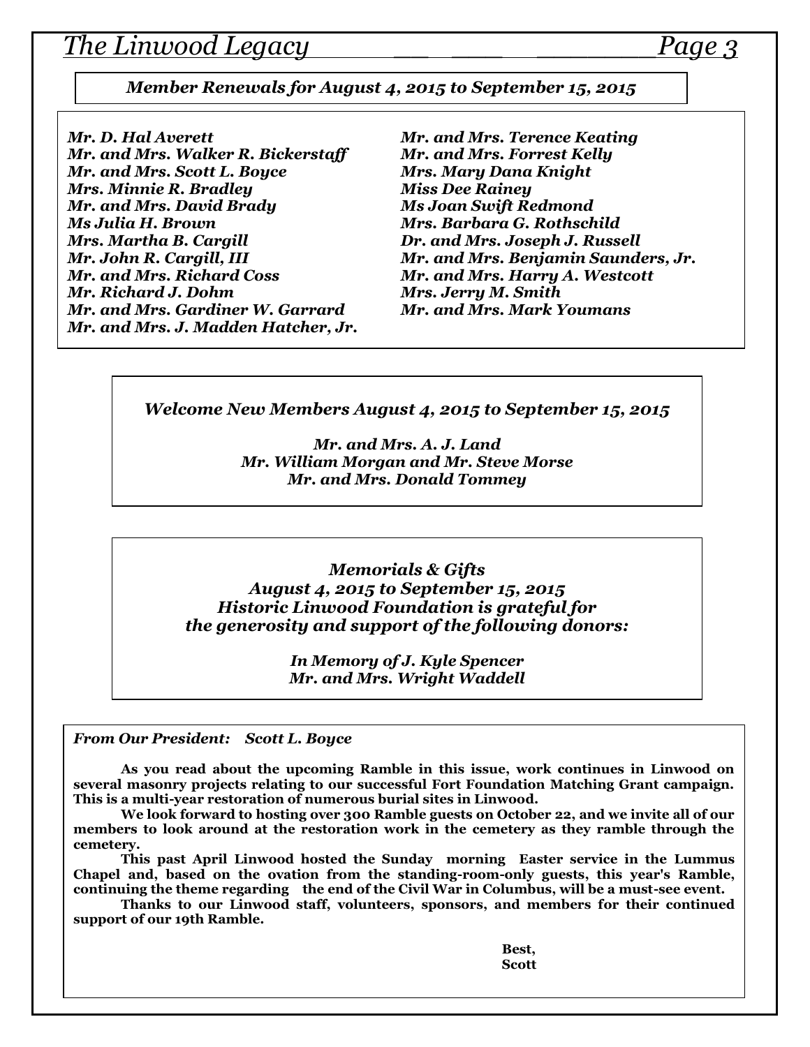## *Member Renewals for August 4, 2015 to September 15, 2015*

*Mr. D. Hal Averett*
*Mr. and Mrs. Walker R. Bickerstaff*
*Mr. and Mrs. Scott L. Boyce*
*Mrs. Minnie R. Bradley*
*Mr. and Mrs. David Brady*
*Ms Julia H. Brown*
*Mrs. Martha B. Cargill*
*Mr. John R. Cargill, III*
*Mr. and Mrs. Richard Coss*
*Mr. Richard J. Dohm*
*Mr. and Mrs. Gardiner W. Garrard*
*Mr. and Mrs. J. Madden Hatcher, Jr.*
*Mr. and Mrs. Terence Keating*
*Mr. and Mrs. Forrest Kelly*
*Mrs. Mary Dana Knight*
*Miss Dee Rainey*
*Ms Joan Swift Redmond*
*Mrs. Barbara G. Rothschild*
*Dr. and Mrs. Joseph J. Russell*
*Mr. and Mrs. Benjamin Saunders, Jr.*
*Mr. and Mrs. Harry A. Westcott*
*Mrs. Jerry M. Smith*
*Mr. and Mrs. Mark Youmans*

## *Welcome New Members August 4, 2015 to September 15, 2015*

*Mr. and Mrs. A. J. Land*
*Mr. William Morgan and Mr. Steve Morse*
*Mr. and Mrs. Donald Tommey*

## *Memorials & Gifts*
### *August 4, 2015 to September 15, 2015*
### *Historic Linwood Foundation is grateful for the generosity and support of the following donors:*

*In Memory of J. Kyle Spencer*
*Mr. and Mrs. Wright Waddell*

### *From Our President: Scott L. Boyce*

**As you read about the upcoming Ramble in this issue, work continues in Linwood on several masonry projects relating to our successful Fort Foundation Matching Grant campaign. This is a multi-year restoration of numerous burial sites in Linwood.**

**We look forward to hosting over 300 Ramble guests on October 22, and we invite all of our members to look around at the restoration work in the cemetery as they ramble through the cemetery.**

**This past April Linwood hosted the Sunday morning Easter service in the Lummus Chapel and, based on the ovation from the standing-room-only guests, this year's Ramble, continuing the theme regarding the end of the Civil War in Columbus, will be a must-see event.**

**Thanks to our Linwood staff, volunteers, sponsors, and members for their continued support of our 19th Ramble.**

**Best,**
**Scott**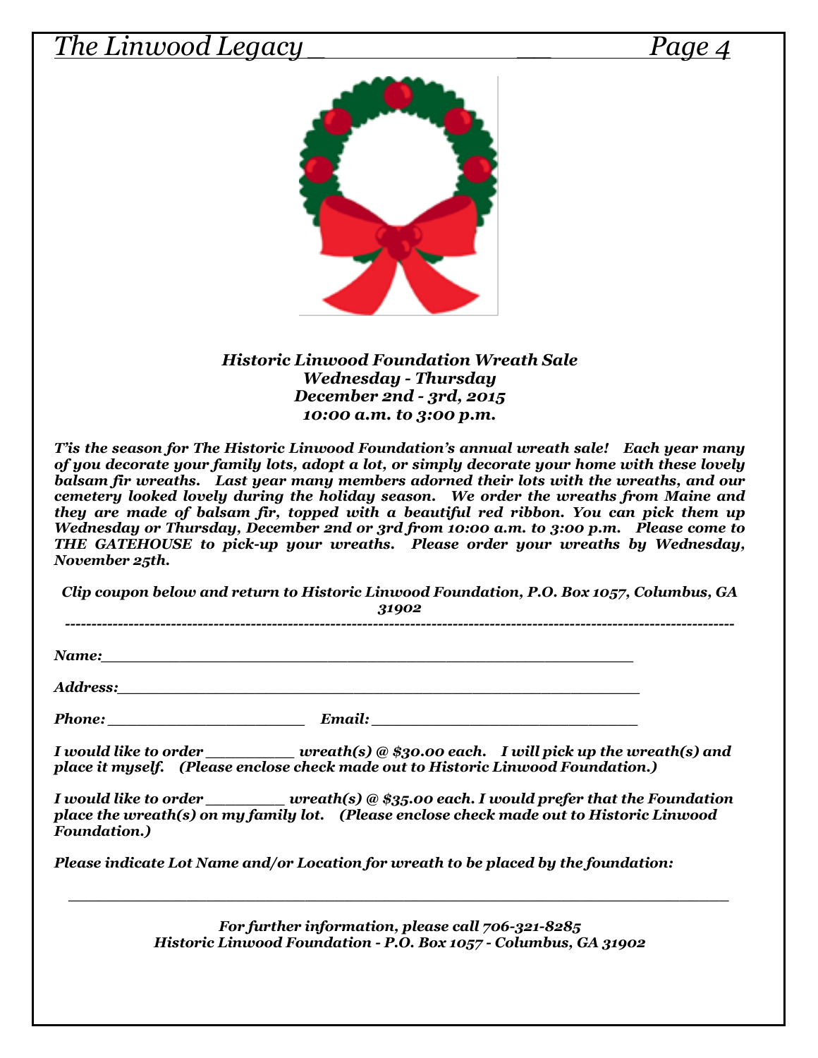***Historic Linwood Foundation Wreath Sale***
***Wednesday - Thursday***
***December 2nd - 3rd, 2015***
***10:00 a.m. to 3:00 p.m.***

***T'is the season for The Historic Linwood Foundation's annual wreath sale! Each year many of you decorate your family lots, adopt a lot, or simply decorate your home with these lovely balsam fir wreaths. Last year many members adorned their lots with the wreaths, and our cemetery looked lovely during the holiday season. We order the wreaths from Maine and they are made of balsam fir, topped with a beautiful red ribbon. You can pick them up Wednesday or Thursday, December 2nd or 3rd from 10:00 a.m. to 3:00 p.m. Please come to THE GATEHOUSE to pick-up your wreaths. Please order your wreaths by Wednesday, November 25th.***

***Clip coupon below and return to Historic Linwood Foundation, P.O. Box 1057, Columbus, GA 31902***

---

***Name:___________________________________________________________***

***Address:_________________________________________________________***

***Phone: ______________________ Email: ______________________________***

***I would like to order __________ wreath(s) @ $30.00 each. I will pick up the wreath(s) and place it myself. (Please enclose check made out to Historic Linwood Foundation.)***

***I would like to order _________ wreath(s) @ $35.00 each. I would prefer that the Foundation place the wreath(s) on my family lot. (Please enclose check made out to Historic Linwood Foundation.)***

***Please indicate Lot Name and/or Location for wreath to be placed by the foundation:***

___________________________________________________________________________

***For further information, please call 706-321-8285***
***Historic Linwood Foundation - P.O. Box 1057 - Columbus, GA 31902***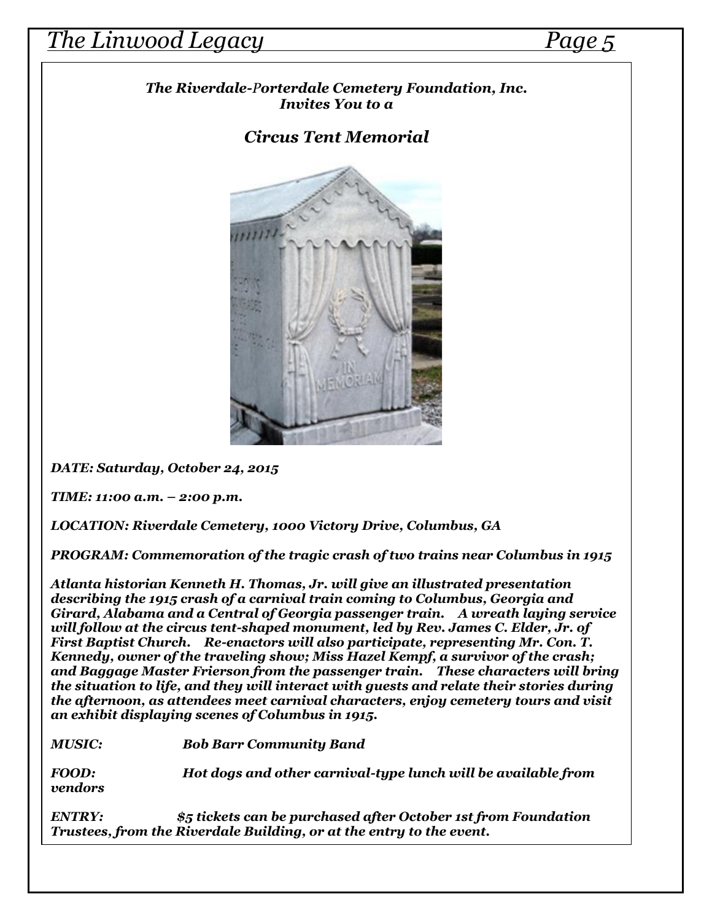*The Riverdale-Porterdale Cemetery Foundation, Inc.*
*Invites You to a*

## *Circus Tent Memorial*

***DATE: Saturday, October 24, 2015***

***TIME: 11:00 a.m. – 2:00 p.m.***

***LOCATION: Riverdale Cemetery, 1000 Victory Drive, Columbus, GA***

***PROGRAM: Commemoration of the tragic crash of two trains near Columbus in 1915***

***Atlanta historian Kenneth H. Thomas, Jr. will give an illustrated presentation describing the 1915 crash of a carnival train coming to Columbus, Georgia and Girard, Alabama and a Central of Georgia passenger train. A wreath laying service will follow at the circus tent-shaped monument, led by Rev. James C. Elder, Jr. of First Baptist Church. Re-enactors will also participate, representing Mr. Con. T. Kennedy, owner of the traveling show; Miss Hazel Kempf, a survivor of the crash; and Baggage Master Frierson from the passenger train. These characters will bring the situation to life, and they will interact with guests and relate their stories during the afternoon, as attendees meet carnival characters, enjoy cemetery tours and visit an exhibit displaying scenes of Columbus in 1915.***

***MUSIC: Bob Barr Community Band***

***FOOD: Hot dogs and other carnival-type lunch will be available from vendors***

***ENTRY: $5 tickets can be purchased after October 1st from Foundation Trustees, from the Riverdale Building, or at the entry to the event.***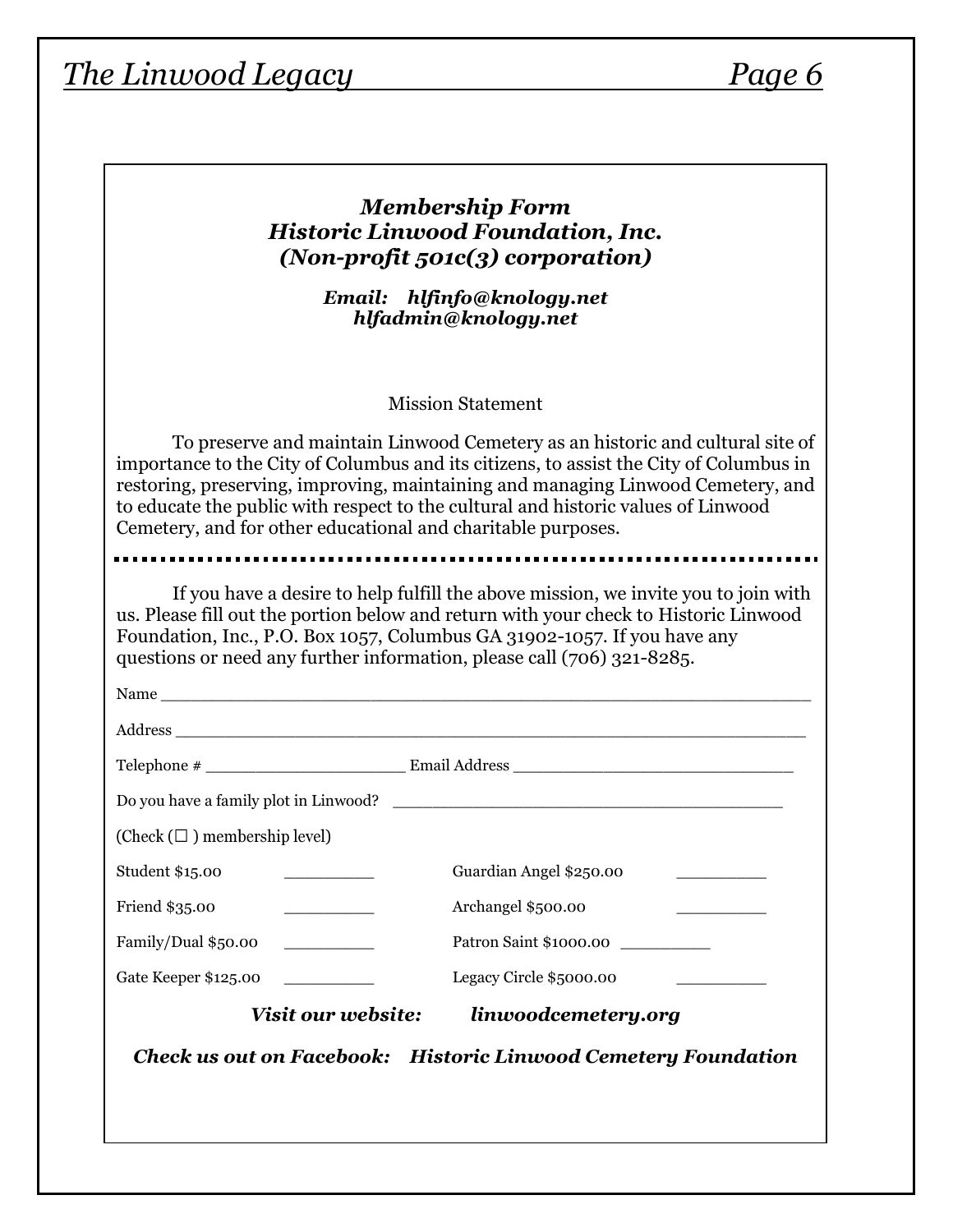***Membership Form***
***Historic Linwood Foundation, Inc.***
***(Non-profit 501c(3) corporation)***

***Email: hlfinfo@knology.net***
***hlfadmin@knology.net***

Mission Statement

To preserve and maintain Linwood Cemetery as an historic and cultural site of importance to the City of Columbus and its citizens, to assist the City of Columbus in restoring, preserving, improving, maintaining and managing Linwood Cemetery, and to educate the public with respect to the cultural and historic values of Linwood Cemetery, and for other educational and charitable purposes.

---

If you have a desire to help fulfill the above mission, we invite you to join with us. Please fill out the portion below and return with your check to Historic Linwood Foundation, Inc., P.O. Box 1057, Columbus GA 31902-1057. If you have any questions or need any further information, please call (706) 321-8285.

Name ____________________________________________________________

Address __________________________________________________________

Telephone # ____________________ Email Address ________________________

Do you have a family plot in Linwood? ______________________________________

(Check (☐ ) membership level)

| | | | |
|---|---|---|---|
| Student $15.00 | _________ | Guardian Angel $250.00 | _________ |
| Friend $35.00 | _________ | Archangel $500.00 | _________ |
| Family/Dual $50.00 | _________ | Patron Saint $1000.00 | _________ |
| Gate Keeper $125.00 | _________ | Legacy Circle $5000.00 | _________ |

***Visit our website: linwoodcemetery.org***

***Check us out on Facebook: Historic Linwood Cemetery Foundation***